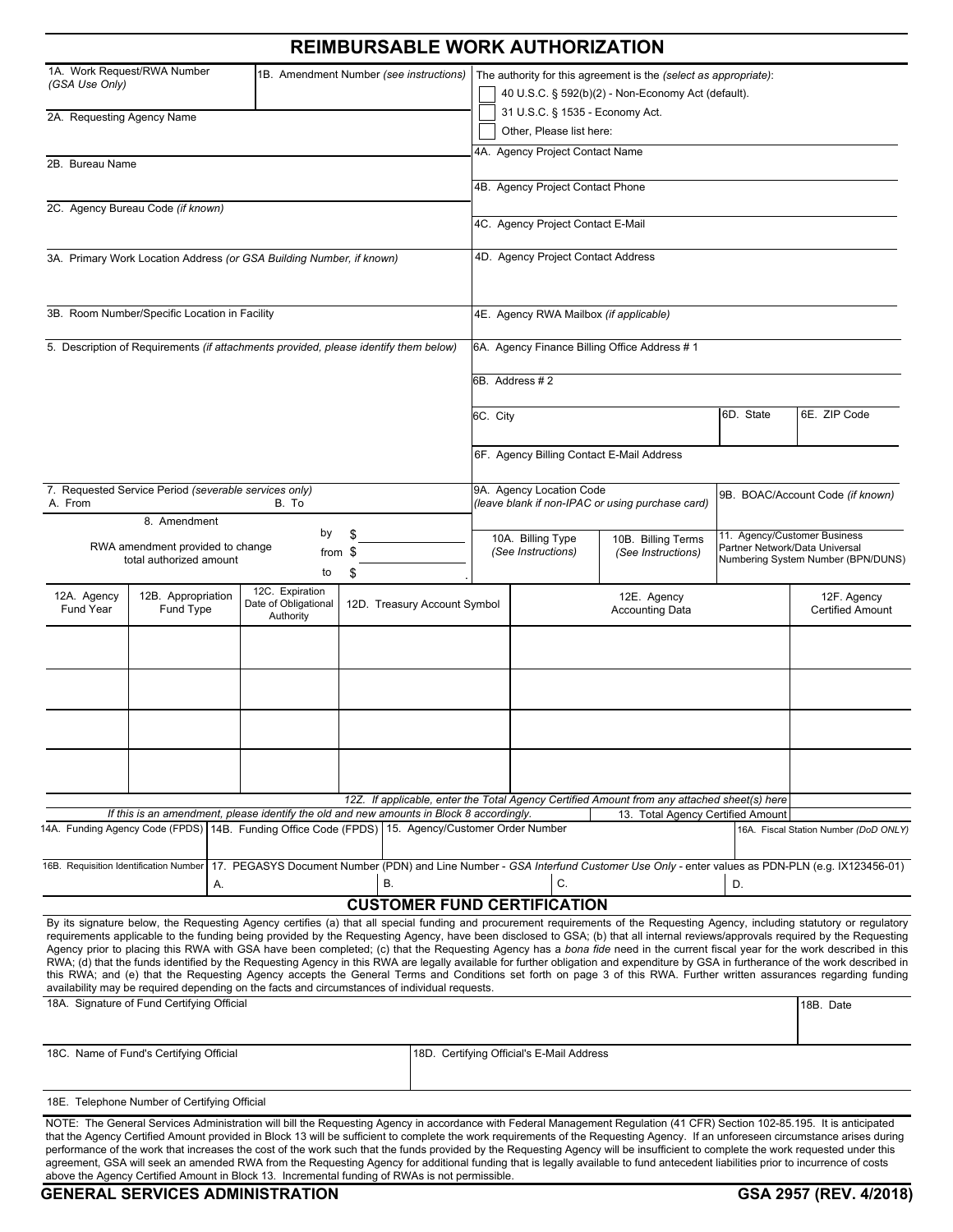# REIMBURSABLE WORK AUTHORIZATION

1A. Work Request/RWA Number *(GSA Use Only)*

1B. Amendment Number *(see instructions)*

The authority for this agreement is the *(select as appropriate)*:

- ☐ 40 U.S.C. § 592(b)(2) - Non-Economy Act (default).
- ☐ 31 U.S.C. § 1535 - Economy Act.
- ☐ Other, Please list here:

2A. Requesting Agency Name

2B. Bureau Name

2C. Agency Bureau Code *(if known)*

3A. Primary Work Location Address *(or GSA Building Number, if known)*

3B. Room Number/Specific Location in Facility

4A. Agency Project Contact Name

4B. Agency Project Contact Phone

4C. Agency Project Contact E-Mail

4D. Agency Project Contact Address

4E. Agency RWA Mailbox *(if applicable)*

5. Description of Requirements *(if attachments provided, please identify them below)*

6A. Agency Finance Billing Office Address # 1

6B. Address # 2

| 6C. City | 6D. State | 6E. ZIP Code |
|---|---|---|
| | | |

6F. Agency Billing Contact E-Mail Address

7. Requested Service Period *(severable services only)*
A. From B. To

8. Amendment
RWA amendment provided to change total authorized amount by $ from $ to $

9A. Agency Location Code *(leave blank if non-IPAC or using purchase card)*

9B. BOAC/Account Code *(if known)*

10A. Billing Type *(See Instructions)*

10B. Billing Terms *(See Instructions)*

11. Agency/Customer Business Partner Network/Data Universal Numbering System Number (BPN/DUNS)

| 12A. Agency Fund Year | 12B. Appropriation Fund Type | 12C. Expiration Date of Obligational Authority | 12D. Treasury Account Symbol | 12E. Agency Accounting Data | 12F. Agency Certified Amount |
|---|---|---|---|---|---|
| | | | | | |
| | | | | | |
| | | | | | |
| | | | | | |

*12Z. If applicable, enter the Total Agency Certified Amount from any attached sheet(s) here*

*If this is an amendment, please identify the old and new amounts in Block 8 accordingly.*

13. Total Agency Certified Amount

14A. Funding Agency Code (FPDS)

14B. Funding Office Code (FPDS)

15. Agency/Customer Order Number

16A. Fiscal Station Number *(DoD ONLY)*

16B. Requisition Identification Number

17. PEGASYS Document Number (PDN) and Line Number - *GSA Interfund Customer Use Only* - enter values as PDN-PLN (e.g. IX123456-01)
A. B. C. D.

## CUSTOMER FUND CERTIFICATION

By its signature below, the Requesting Agency certifies (a) that all special funding and procurement requirements of the Requesting Agency, including statutory or regulatory requirements applicable to the funding being provided by the Requesting Agency, have been disclosed to GSA; (b) that all internal reviews/approvals required by the Requesting Agency prior to placing this RWA with GSA have been completed; (c) that the Requesting Agency has a *bona fide* need in the current fiscal year for the work described in this RWA; (d) that the funds identified by the Requesting Agency in this RWA are legally available for further obligation and expenditure by GSA in furtherance of the work described in this RWA; and (e) that the Requesting Agency accepts the General Terms and Conditions set forth on page 3 of this RWA. Further written assurances regarding funding availability may be required depending on the facts and circumstances of individual requests.

18A. Signature of Fund Certifying Official

18B. Date

18C. Name of Fund's Certifying Official

18D. Certifying Official's E-Mail Address

18E. Telephone Number of Certifying Official

NOTE: The General Services Administration will bill the Requesting Agency in accordance with Federal Management Regulation (41 CFR) Section 102-85.195. It is anticipated that the Agency Certified Amount provided in Block 13 will be sufficient to complete the work requirements of the Requesting Agency. If an unforeseen circumstance arises during performance of the work that increases the cost of the work such that the funds provided by the Requesting Agency will be insufficient to complete the work requested under this agreement, GSA will seek an amended RWA from the Requesting Agency for additional funding that is legally available to fund antecedent liabilities prior to incurrence of costs above the Agency Certified Amount in Block 13. Incremental funding of RWAs is not permissible.

**GENERAL SERVICES ADMINISTRATION** **GSA 2957 (REV. 4/2018)**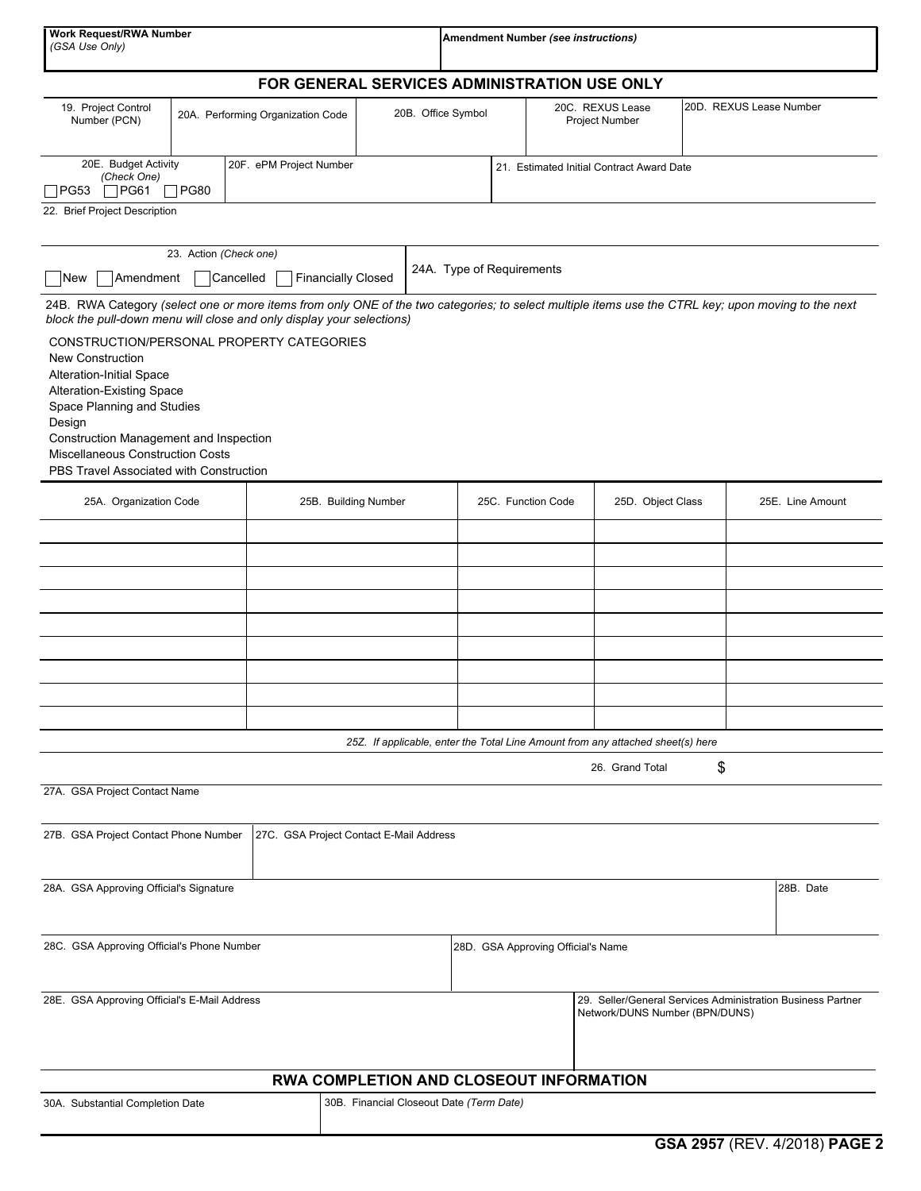| Work Request/RWA Number (GSA Use Only) | Amendment Number *(see instructions)* |
|---|---|
| | |

## FOR GENERAL SERVICES ADMINISTRATION USE ONLY

| 19. Project Control Number (PCN) | 20A. Performing Organization Code | 20B. Office Symbol | 20C. REXUS Lease Project Number | 20D. REXUS Lease Number |
|---|---|---|---|---|
| | | | | |

| 20E. Budget Activity *(Check One)* ☐PG53 ☐PG61 ☐PG80 | 20F. ePM Project Number | 21. Estimated Initial Contract Award Date |
|---|---|---|
| | | |

22. Brief Project Description

| 23. Action *(Check one)* | 24A. Type of Requirements |
|---|---|
| ☐New ☐Amendment ☐Cancelled ☐Financially Closed | |

24B. RWA Category *(select one or more items from only ONE of the two categories; to select multiple items use the CTRL key; upon moving to the next block the pull-down menu will close and only display your selections)*

CONSTRUCTION/PERSONAL PROPERTY CATEGORIES
New Construction
Alteration-Initial Space
Alteration-Existing Space
Space Planning and Studies
Design
Construction Management and Inspection
Miscellaneous Construction Costs
PBS Travel Associated with Construction

| 25A. Organization Code | 25B. Building Number | 25C. Function Code | 25D. Object Class | 25E. Line Amount |
|---|---|---|---|---|
| | | | | |
| | | | | |
| | | | | |
| | | | | |
| | | | | |
| | | | | |
| | | | | |
| | | | | |
| | | | | |

*25Z. If applicable, enter the Total Line Amount from any attached sheet(s) here*

26. Grand Total $

27A. GSA Project Contact Name

| 27B. GSA Project Contact Phone Number | 27C. GSA Project Contact E-Mail Address |
|---|---|
| | |

| 28A. GSA Approving Official's Signature | 28B. Date |
|---|---|
| | |

| 28C. GSA Approving Official's Phone Number | 28D. GSA Approving Official's Name |
|---|---|
| | |

| 28E. GSA Approving Official's E-Mail Address | 29. Seller/General Services Administration Business Partner Network/DUNS Number (BPN/DUNS) |
|---|---|
| | |

## RWA COMPLETION AND CLOSEOUT INFORMATION

| 30A. Substantial Completion Date | 30B. Financial Closeout Date *(Term Date)* |
|---|---|
| | |

**GSA 2957** (REV. 4/2018)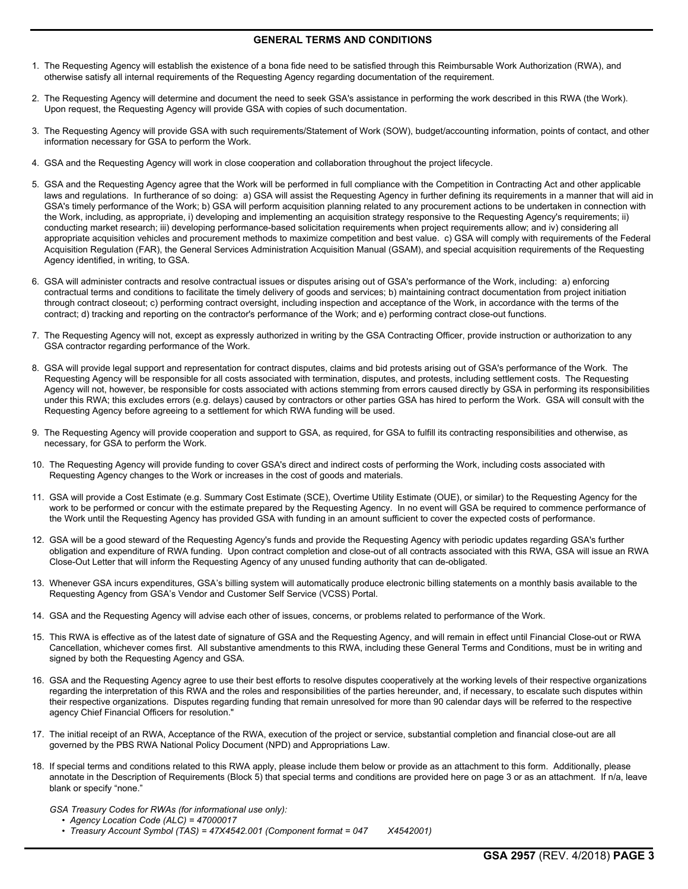## GENERAL TERMS AND CONDITIONS

1. The Requesting Agency will establish the existence of a bona fide need to be satisfied through this Reimbursable Work Authorization (RWA), and otherwise satisfy all internal requirements of the Requesting Agency regarding documentation of the requirement.

2. The Requesting Agency will determine and document the need to seek GSA's assistance in performing the work described in this RWA (the Work). Upon request, the Requesting Agency will provide GSA with copies of such documentation.

3. The Requesting Agency will provide GSA with such requirements/Statement of Work (SOW), budget/accounting information, points of contact, and other information necessary for GSA to perform the Work.

4. GSA and the Requesting Agency will work in close cooperation and collaboration throughout the project lifecycle.

5. GSA and the Requesting Agency agree that the Work will be performed in full compliance with the Competition in Contracting Act and other applicable laws and regulations. In furtherance of so doing: a) GSA will assist the Requesting Agency in further defining its requirements in a manner that will aid in GSA's timely performance of the Work; b) GSA will perform acquisition planning related to any procurement actions to be undertaken in connection with the Work, including, as appropriate, i) developing and implementing an acquisition strategy responsive to the Requesting Agency's requirements; ii) conducting market research; iii) developing performance-based solicitation requirements when project requirements allow; and iv) considering all appropriate acquisition vehicles and procurement methods to maximize competition and best value. c) GSA will comply with requirements of the Federal Acquisition Regulation (FAR), the General Services Administration Acquisition Manual (GSAM), and special acquisition requirements of the Requesting Agency identified, in writing, to GSA.

6. GSA will administer contracts and resolve contractual issues or disputes arising out of GSA's performance of the Work, including: a) enforcing contractual terms and conditions to facilitate the timely delivery of goods and services; b) maintaining contract documentation from project initiation through contract closeout; c) performing contract oversight, including inspection and acceptance of the Work, in accordance with the terms of the contract; d) tracking and reporting on the contractor's performance of the Work; and e) performing contract close-out functions.

7. The Requesting Agency will not, except as expressly authorized in writing by the GSA Contracting Officer, provide instruction or authorization to any GSA contractor regarding performance of the Work.

8. GSA will provide legal support and representation for contract disputes, claims and bid protests arising out of GSA's performance of the Work. The Requesting Agency will be responsible for all costs associated with termination, disputes, and protests, including settlement costs. The Requesting Agency will not, however, be responsible for costs associated with actions stemming from errors caused directly by GSA in performing its responsibilities under this RWA; this excludes errors (e.g. delays) caused by contractors or other parties GSA has hired to perform the Work. GSA will consult with the Requesting Agency before agreeing to a settlement for which RWA funding will be used.

9. The Requesting Agency will provide cooperation and support to GSA, as required, for GSA to fulfill its contracting responsibilities and otherwise, as necessary, for GSA to perform the Work.

10. The Requesting Agency will provide funding to cover GSA's direct and indirect costs of performing the Work, including costs associated with Requesting Agency changes to the Work or increases in the cost of goods and materials.

11. GSA will provide a Cost Estimate (e.g. Summary Cost Estimate (SCE), Overtime Utility Estimate (OUE), or similar) to the Requesting Agency for the work to be performed or concur with the estimate prepared by the Requesting Agency. In no event will GSA be required to commence performance of the Work until the Requesting Agency has provided GSA with funding in an amount sufficient to cover the expected costs of performance.

12. GSA will be a good steward of the Requesting Agency's funds and provide the Requesting Agency with periodic updates regarding GSA's further obligation and expenditure of RWA funding. Upon contract completion and close-out of all contracts associated with this RWA, GSA will issue an RWA Close-Out Letter that will inform the Requesting Agency of any unused funding authority that can de-obligated.

13. Whenever GSA incurs expenditures, GSA's billing system will automatically produce electronic billing statements on a monthly basis available to the Requesting Agency from GSA's Vendor and Customer Self Service (VCSS) Portal.

14. GSA and the Requesting Agency will advise each other of issues, concerns, or problems related to performance of the Work.

15. This RWA is effective as of the latest date of signature of GSA and the Requesting Agency, and will remain in effect until Financial Close-out or RWA Cancellation, whichever comes first. All substantive amendments to this RWA, including these General Terms and Conditions, must be in writing and signed by both the Requesting Agency and GSA.

16. GSA and the Requesting Agency agree to use their best efforts to resolve disputes cooperatively at the working levels of their respective organizations regarding the interpretation of this RWA and the roles and responsibilities of the parties hereunder, and, if necessary, to escalate such disputes within their respective organizations. Disputes regarding funding that remain unresolved for more than 90 calendar days will be referred to the respective agency Chief Financial Officers for resolution."

17. The initial receipt of an RWA, Acceptance of the RWA, execution of the project or service, substantial completion and financial close-out are all governed by the PBS RWA National Policy Document (NPD) and Appropriations Law.

18. If special terms and conditions related to this RWA apply, please include them below or provide as an attachment to this form. Additionally, please annotate in the Description of Requirements (Block 5) that special terms and conditions are provided here on page 3 or as an attachment. If n/a, leave blank or specify "none."

*GSA Treasury Codes for RWAs (for informational use only):*

- *Agency Location Code (ALC) = 47000017*
- *Treasury Account Symbol (TAS) = 47X4542.001 (Component format = 047 X4542001)*

**GSA 2957** (REV. 4/2018)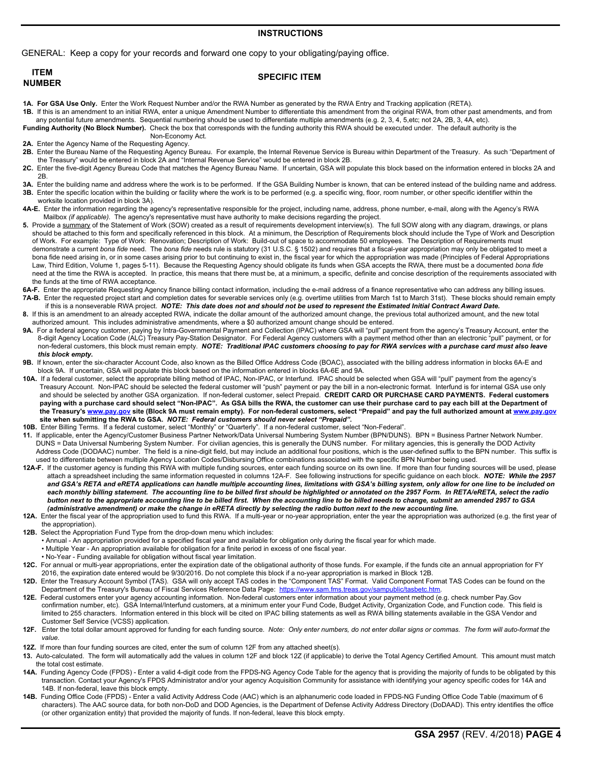## INSTRUCTIONS

GENERAL: Keep a copy for your records and forward one copy to your obligating/paying office.

| ITEM NUMBER | SPECIFIC ITEM |
|---|---|

**1A.** **For GSA Use Only.** Enter the Work Request Number and/or the RWA Number as generated by the RWA Entry and Tracking application (RETA).

**1B.** If this is an amendment to an initial RWA, enter a unique Amendment Number to differentiate this amendment from the original RWA, from other past amendments, and from any potential future amendments. Sequential numbering should be used to differentiate multiple amendments (e.g. 2, 3, 4, 5,etc; not 2A, 2B, 3, 4A, etc).

**Funding Authority (No Block Number).** Check the box that corresponds with the funding authority this RWA should be executed under. The default authority is the Non-Economy Act.

**2A.** Enter the Agency Name of the Requesting Agency.

**2B.** Enter the Bureau Name of the Requesting Agency Bureau. For example, the Internal Revenue Service is Bureau within Department of the Treasury. As such "Department of the Treasury" would be entered in block 2A and "Internal Revenue Service" would be entered in block 2B.

**2C.** Enter the five-digit Agency Bureau Code that matches the Agency Bureau Name. If uncertain, GSA will populate this block based on the information entered in blocks 2A and 2B.

**3A.** Enter the building name and address where the work is to be performed. If the GSA Building Number is known, that can be entered instead of the building name and address.

**3B.** Enter the specific location within the building or facility where the work is to be performed (e.g. a specific wing, floor, room number, or other specific identifier within the worksite location provided in block 3A).

**4A-E.** Enter the information regarding the agency's representative responsible for the project, including name, address, phone number, e-mail, along with the Agency's RWA Mailbox *(if applicable)*. The agency's representative must have authority to make decisions regarding the project.

**5.** Provide a summary of the Statement of Work (SOW) created as a result of requirements development interview(s). The full SOW along with any diagram, drawings, or plans should be attached to this form and specifically referenced in this block. At a minimum, the Description of Requirements block should include the Type of Work and Description of Work. For example: Type of Work: Renovation; Description of Work: Build-out of space to accommodate 50 employees. The Description of Requirements must demonstrate a current *bona fide* need. The *bona fide* needs rule is statutory (31 U.S.C. § 1502) and requires that a fiscal-year appropriation may only be obligated to meet a bona fide need arising in, or in some cases arising prior to but continuing to exist in, the fiscal year for which the appropriation was made (Principles of Federal Appropriations Law, Third Edition, Volume 1, pages 5-11). Because the Requesting Agency should obligate its funds when GSA accepts the RWA, there must be a documented *bona fide* need at the time the RWA is accepted. In practice, this means that there must be, at a minimum, a specific, definite and concise description of the requirements associated with the funds at the time of RWA acceptance.

**6A-F.** Enter the appropriate Requesting Agency finance billing contact information, including the e-mail address of a finance representative who can address any billing issues.

**7A-B.** Enter the requested project start and completion dates for severable services only (e.g. overtime utilities from March 1st to March 31st). These blocks should remain empty if this is a nonseverable RWA project. ***NOTE: This date does not and should not be used to represent the Estimated Initial Contract Award Date.***

**8.** If this is an amendment to an already accepted RWA, indicate the dollar amount of the authorized amount change, the previous total authorized amount, and the new total authorized amount. This includes administrative amendments, where a $0 authorized amount change should be entered.

**9A.** For a federal agency customer, paying by Intra-Governmental Payment and Collection (IPAC) where GSA will "pull" payment from the agency's Treasury Account, enter the 8-digit Agency Location Code (ALC) Treasury Pay-Station Designator. For Federal Agency customers with a payment method other than an electronic "pull" payment, or for non-federal customers, this block must remain empty. ***NOTE: Traditional IPAC customers choosing to pay for RWA services with a purchase card must also leave this block empty.***

**9B.** If known, enter the six-character Account Code, also known as the Billed Office Address Code (BOAC), associated with the billing address information in blocks 6A-E and block 9A. If uncertain, GSA will populate this block based on the information entered in blocks 6A-6E and 9A.

**10A.** If a federal customer, select the appropriate billing method of IPAC, Non-IPAC, or Interfund. IPAC should be selected when GSA will "pull" payment from the agency's Treasury Account. Non-IPAC should be selected the federal customer will "push" payment or pay the bill in a non-electronic format. Interfund is for internal GSA use only and should be selected by another GSA organization. If non-federal customer, select Prepaid. **CREDIT CARD OR PURCHASE CARD PAYMENTS. Federal customers paying with a purchase card should select "Non-IPAC". As GSA bills the RWA, the customer can use their purchase card to pay each bill at the Department of the Treasury's [www.pay.gov](www.pay.gov) site (Block 9A must remain empty). For non-federal customers, select "Prepaid" and pay the full authorized amount at [www.pay.gov](www.pay.gov) site when submitting the RWA to GSA.** ***NOTE: Federal customers should never select "Prepaid".***

**10B.** Enter Billing Terms. If a federal customer, select "Monthly" or "Quarterly". If a non-federal customer, select "Non-Federal".

**11.** If applicable, enter the Agency/Customer Business Partner Network/Data Universal Numbering System Number (BPN/DUNS). BPN = Business Partner Network Number. DUNS = Data Universal Numbering System Number. For civilian agencies, this is generally the DUNS number. For military agencies, this is generally the DOD Activity Address Code (DODAAC) number. The field is a nine-digit field, but may include an additional four positions, which is the user-defined suffix to the BPN number. This suffix is used to differentiate between multiple Agency Location Codes/Disbursing Office combinations associated with the specific BPN Number being used.

**12A-F.** If the customer agency is funding this RWA with multiple funding sources, enter each funding source on its own line. If more than four funding sources will be used, please attach a spreadsheet including the same information requested in columns 12A-F. See following instructions for specific guidance on each block. ***NOTE: While the 2957 and GSA's RETA and eRETA applications can handle multiple accounting lines, limitations with GSA's billing system, only allow for one line to be included on each monthly billing statement. The accounting line to be billed first should be highlighted or annotated on the 2957 Form. In RETA/eRETA, select the radio button next to the appropriate accounting line to be billed first. When the accounting line to be billed needs to change, submit an amended 2957 to GSA (administrative amendment) or make the change in eRETA directly by selecting the radio button next to the new accounting line.***

**12A.** Enter the fiscal year of the appropriation used to fund this RWA. If a multi-year or no-year appropriation, enter the year the appropriation was authorized (e.g. the first year of the appropriation).

**12B.** Select the Appropriation Fund Type from the drop-down menu which includes:

- Annual - An appropriation provided for a specified fiscal year and available for obligation only during the fiscal year for which made.
- Multiple Year - An appropriation available for obligation for a finite period in excess of one fiscal year.
- No-Year - Funding available for obligation without fiscal year limitation.

**12C.** For annual or multi-year appropriations, enter the expiration date of the obligational authority of those funds. For example, if the funds cite an annual appropriation for FY 2016, the expiration date entered would be 9/30/2016. Do not complete this block if a no-year appropriation is marked in Block 12B.

**12D.** Enter the Treasury Account Symbol (TAS). GSA will only accept TAS codes in the "Component TAS" Format. Valid Component Format TAS Codes can be found on the Department of the Treasury's Bureau of Fiscal Services Reference Data Page: [https://www.sam.fms.treas.gov/sampublic/tasbetc.htm](https://www.sam.fms.treas.gov/sampublic/tasbetc.htm).

**12E.** Federal customers enter your agency accounting information. Non-federal customers enter information about your payment method (e.g. check number Pay.Gov confirmation number, etc). GSA Internal/Interfund customers, at a minimum enter your Fund Code, Budget Activity, Organization Code, and Function code. This field is limited to 255 characters. Information entered in this block will be cited on IPAC billing statements as well as RWA billing statements available in the GSA Vendor and Customer Self Service (VCSS) application.

**12F.** Enter the total dollar amount approved for funding for each funding source. *Note: Only enter numbers, do not enter dollar signs or commas. The form will auto-format the value.*

**12Z.** If more than four funding sources are cited, enter the sum of column 12F from any attached sheet(s).

**13.** Auto-calculated. The form will automatically add the values in column 12F and block 12Z (if applicable) to derive the Total Agency Certified Amount. This amount must match the total cost estimate.

**14A.** Funding Agency Code (FPDS) - Enter a valid 4-digit code from the FPDS-NG Agency Code Table for the agency that is providing the majority of funds to be obligated by this transaction. Contact your Agency's FPDS Administrator and/or your agency Acquisition Community for assistance with identifying your agency specific codes for 14A and 14B. If non-federal, leave this block empty.

**14B.** Funding Office Code (FPDS) - Enter a valid Activity Address Code (AAC) which is an alphanumeric code loaded in FPDS-NG Funding Office Code Table (maximum of 6 characters). The AAC source data, for both non-DoD and DOD Agencies, is the Department of Defense Activity Address Directory (DoDAAD). This entry identifies the office (or other organization entity) that provided the majority of funds. If non-federal, leave this block empty.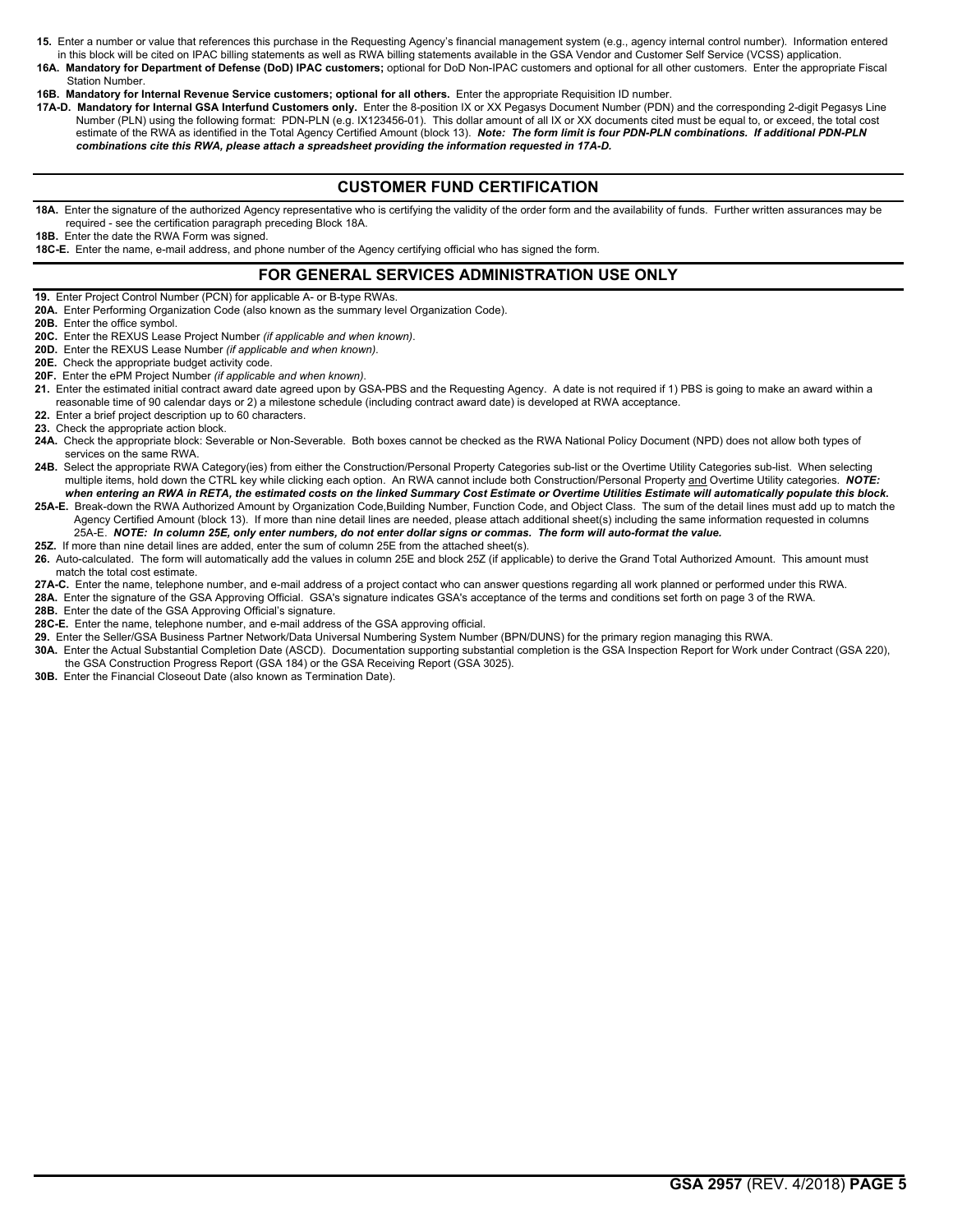**15.** Enter a number or value that references this purchase in the Requesting Agency's financial management system (e.g., agency internal control number). Information entered in this block will be cited on IPAC billing statements as well as RWA billing statements available in the GSA Vendor and Customer Self Service (VCSS) application.

**16A. Mandatory for Department of Defense (DoD) IPAC customers;** optional for DoD Non-IPAC customers and optional for all other customers. Enter the appropriate Fiscal Station Number.

**16B. Mandatory for Internal Revenue Service customers; optional for all others.** Enter the appropriate Requisition ID number.

**17A-D. Mandatory for Internal GSA Interfund Customers only.** Enter the 8-position IX or XX Pegasys Document Number (PDN) and the corresponding 2-digit Pegasys Line Number (PLN) using the following format: PDN-PLN (e.g. IX123456-01). This dollar amount of all IX or XX documents cited must be equal to, or exceed, the total cost estimate of the RWA as identified in the Total Agency Certified Amount (block 13). ***Note: The form limit is four PDN-PLN combinations. If additional PDN-PLN combinations cite this RWA, please attach a spreadsheet providing the information requested in 17A-D.***

## CUSTOMER FUND CERTIFICATION

**18A.** Enter the signature of the authorized Agency representative who is certifying the validity of the order form and the availability of funds. Further written assurances may be required - see the certification paragraph preceding Block 18A.

**18B.** Enter the date the RWA Form was signed.

**18C-E.** Enter the name, e-mail address, and phone number of the Agency certifying official who has signed the form.

## FOR GENERAL SERVICES ADMINISTRATION USE ONLY

**19.** Enter Project Control Number (PCN) for applicable A- or B-type RWAs.

**20A.** Enter Performing Organization Code (also known as the summary level Organization Code).

**20B.** Enter the office symbol.

**20C.** Enter the REXUS Lease Project Number *(if applicable and when known)*.

**20D.** Enter the REXUS Lease Number *(if applicable and when known)*.

**20E.** Check the appropriate budget activity code.

**20F.** Enter the ePM Project Number *(if applicable and when known)*.

**21.** Enter the estimated initial contract award date agreed upon by GSA-PBS and the Requesting Agency. A date is not required if 1) PBS is going to make an award within a reasonable time of 90 calendar days or 2) a milestone schedule (including contract award date) is developed at RWA acceptance.

**22.** Enter a brief project description up to 60 characters.

**23.** Check the appropriate action block.

**24A.** Check the appropriate block: Severable or Non-Severable. Both boxes cannot be checked as the RWA National Policy Document (NPD) does not allow both types of services on the same RWA.

**24B.** Select the appropriate RWA Category(ies) from either the Construction/Personal Property Categories sub-list or the Overtime Utility Categories sub-list. When selecting multiple items, hold down the CTRL key while clicking each option. An RWA cannot include both Construction/Personal Property and Overtime Utility categories. ***NOTE: when entering an RWA in RETA, the estimated costs on the linked Summary Cost Estimate or Overtime Utilities Estimate will automatically populate this block.***

**25A-E.** Break-down the RWA Authorized Amount by Organization Code,Building Number, Function Code, and Object Class. The sum of the detail lines must add up to match the Agency Certified Amount (block 13). If more than nine detail lines are needed, please attach additional sheet(s) including the same information requested in columns 25A-E. ***NOTE: In column 25E, only enter numbers, do not enter dollar signs or commas. The form will auto-format the value.***

**25Z.** If more than nine detail lines are added, enter the sum of column 25E from the attached sheet(s).

**26.** Auto-calculated. The form will automatically add the values in column 25E and block 25Z (if applicable) to derive the Grand Total Authorized Amount. This amount must match the total cost estimate.

**27A-C.** Enter the name, telephone number, and e-mail address of a project contact who can answer questions regarding all work planned or performed under this RWA.

**28A.** Enter the signature of the GSA Approving Official. GSA's signature indicates GSA's acceptance of the terms and conditions set forth on page 3 of the RWA.

**28B.** Enter the date of the GSA Approving Official's signature.

**28C-E.** Enter the name, telephone number, and e-mail address of the GSA approving official.

**29.** Enter the Seller/GSA Business Partner Network/Data Universal Numbering System Number (BPN/DUNS) for the primary region managing this RWA.

**30A.** Enter the Actual Substantial Completion Date (ASCD). Documentation supporting substantial completion is the GSA Inspection Report for Work under Contract (GSA 220), the GSA Construction Progress Report (GSA 184) or the GSA Receiving Report (GSA 3025).

**30B.** Enter the Financial Closeout Date (also known as Termination Date).